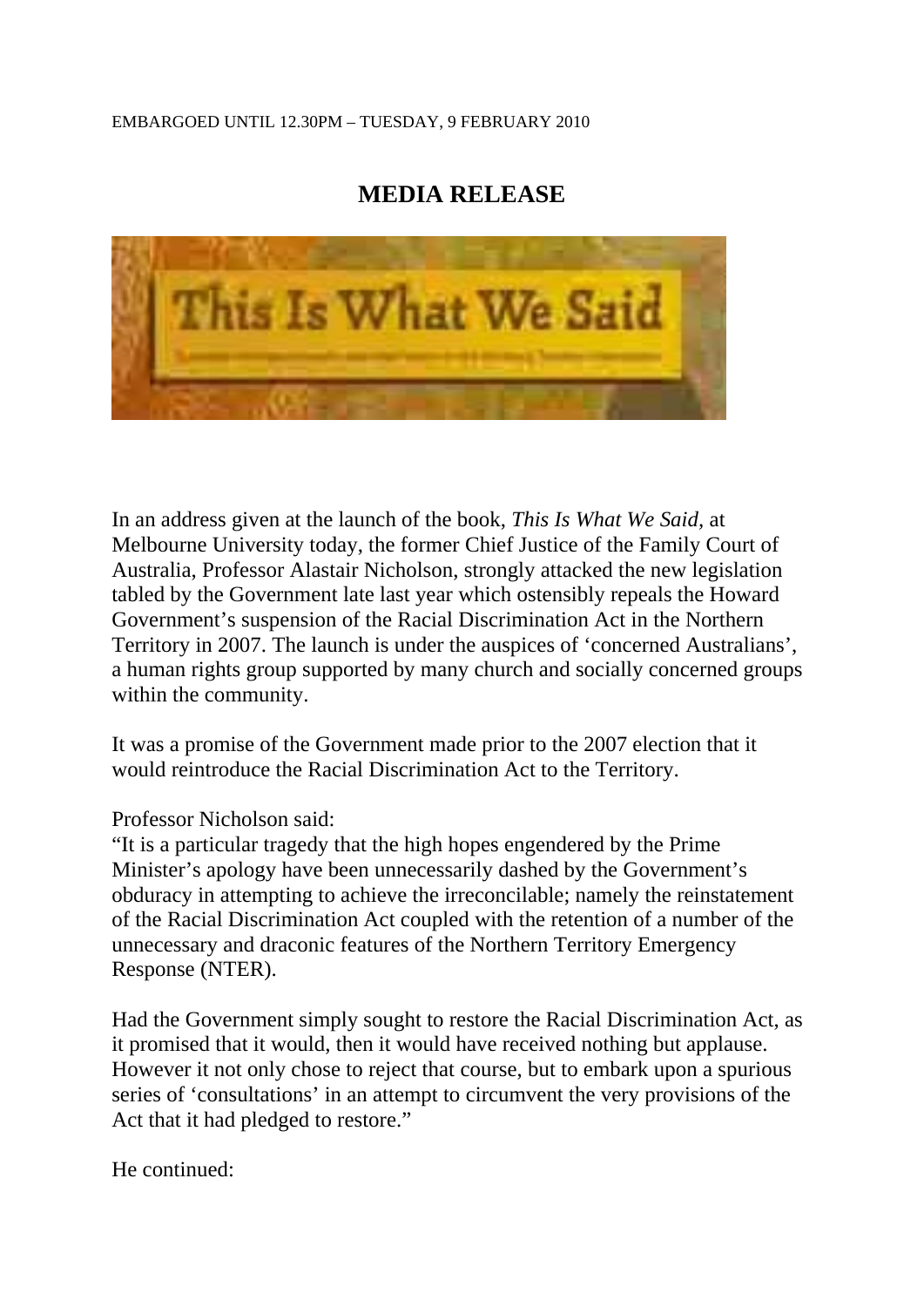EMBARGOED UNTIL 12.30PM – TUESDAY, 9 FEBRUARY 2010

# MEDIA RELEASE

This Is What We Said

In an address given at the launch of the book, *This Is What We Said*, at Melbourne University today, the former Chief Justice of the Family Court of Australia, Professor Alastair Nicholson, strongly attacked the new legislation tabled by the Government late last year which ostensibly repeals the Howard Government's suspension of the Racial Discrimination Act in the Northern Territory in 2007. The launch is under the auspices of 'concerned Australians', a human rights group supported by many church and socially concerned groups within the community.

It was a promise of the Government made prior to the 2007 election that it would reintroduce the Racial Discrimination Act to the Territory.

Professor Nicholson said:
"It is a particular tragedy that the high hopes engendered by the Prime Minister's apology have been unnecessarily dashed by the Government's obduracy in attempting to achieve the irreconcilable; namely the reinstatement of the Racial Discrimination Act coupled with the retention of a number of the unnecessary and draconic features of the Northern Territory Emergency Response (NTER).

Had the Government simply sought to restore the Racial Discrimination Act, as it promised that it would, then it would have received nothing but applause. However it not only chose to reject that course, but to embark upon a spurious series of 'consultations' in an attempt to circumvent the very provisions of the Act that it had pledged to restore."

He continued: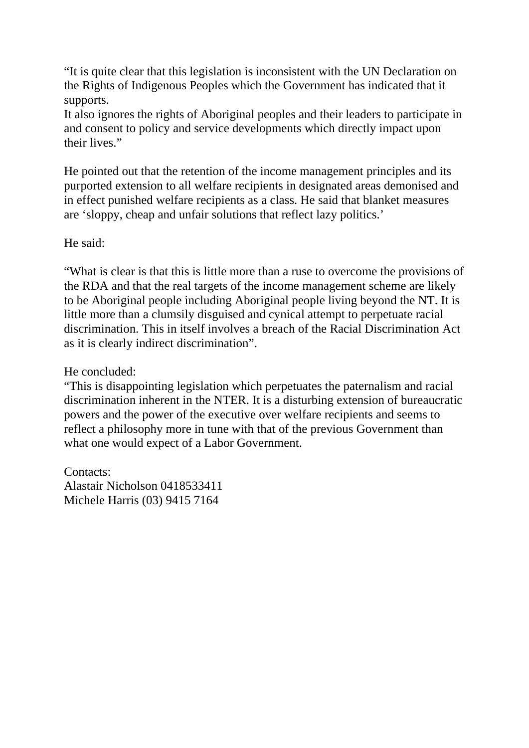“It is quite clear that this legislation is inconsistent with the UN Declaration on the Rights of Indigenous Peoples which the Government has indicated that it supports.
It also ignores the rights of Aboriginal peoples and their leaders to participate in and consent to policy and service developments which directly impact upon their lives.”

He pointed out that the retention of the income management principles and its purported extension to all welfare recipients in designated areas demonised and in effect punished welfare recipients as a class. He said that blanket measures are ‘sloppy, cheap and unfair solutions that reflect lazy politics.’

He said:

“What is clear is that this is little more than a ruse to overcome the provisions of the RDA and that the real targets of the income management scheme are likely to be Aboriginal people including Aboriginal people living beyond the NT. It is little more than a clumsily disguised and cynical attempt to perpetuate racial discrimination. This in itself involves a breach of the Racial Discrimination Act as it is clearly indirect discrimination”.

He concluded:
“This is disappointing legislation which perpetuates the paternalism and racial discrimination inherent in the NTER. It is a disturbing extension of bureaucratic powers and the power of the executive over welfare recipients and seems to reflect a philosophy more in tune with that of the previous Government than what one would expect of a Labor Government.

Contacts:
Alastair Nicholson 0418533411
Michele Harris (03) 9415 7164